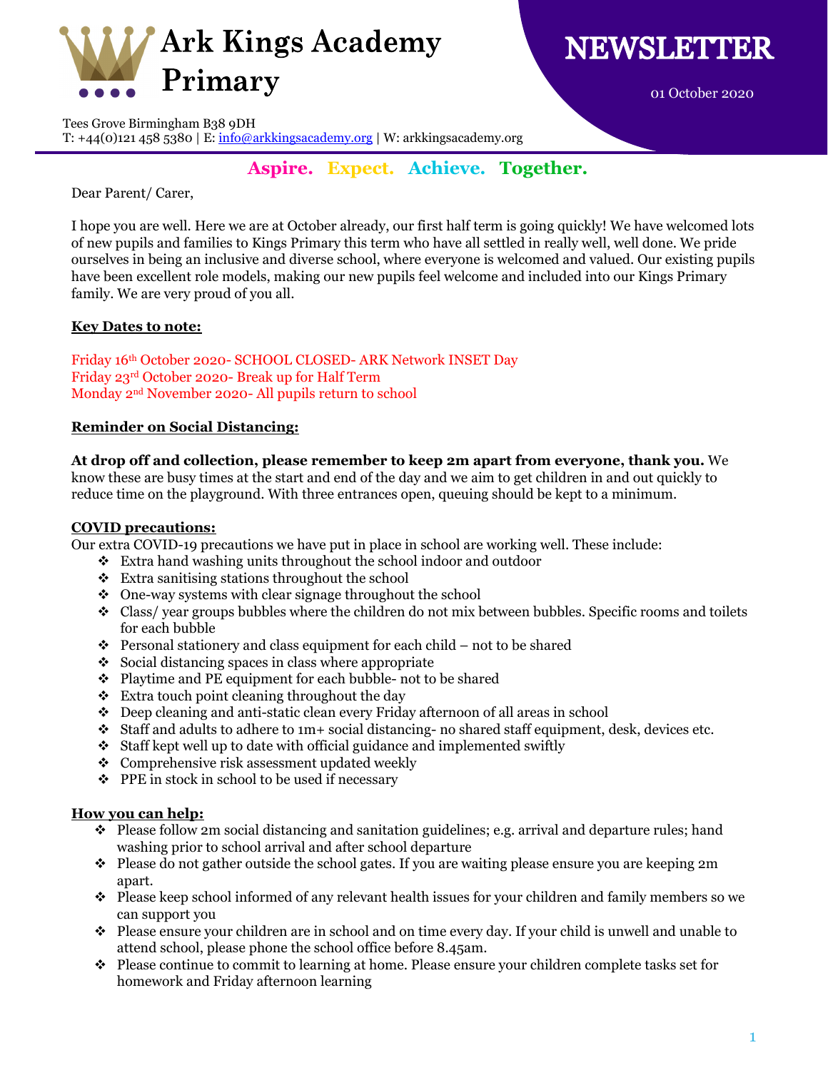# Ark Kings Academy Primary

# NEWSLETTER

01 October 2020

Tees Grove Birmingham B38 9DH
T: +44(0)121 458 5380 | E: info@arkkingsacademy.org | W: arkkingsacademy.org

**Aspire. Expect. Achieve. Together.**

Dear Parent/ Carer,

I hope you are well. Here we are at October already, our first half term is going quickly! We have welcomed lots of new pupils and families to Kings Primary this term who have all settled in really well, well done. We pride ourselves in being an inclusive and diverse school, where everyone is welcomed and valued. Our existing pupils have been excellent role models, making our new pupils feel welcome and included into our Kings Primary family. We are very proud of you all.

**Key Dates to note:**

Friday 16th October 2020- SCHOOL CLOSED- ARK Network INSET Day
Friday 23rd October 2020- Break up for Half Term
Monday 2nd November 2020- All pupils return to school

**Reminder on Social Distancing:**

**At drop off and collection, please remember to keep 2m apart from everyone, thank you.** We know these are busy times at the start and end of the day and we aim to get children in and out quickly to reduce time on the playground. With three entrances open, queuing should be kept to a minimum.

**COVID precautions:**

Our extra COVID-19 precautions we have put in place in school are working well. These include:

- Extra hand washing units throughout the school indoor and outdoor
- Extra sanitising stations throughout the school
- One-way systems with clear signage throughout the school
- Class/ year groups bubbles where the children do not mix between bubbles. Specific rooms and toilets for each bubble
- Personal stationery and class equipment for each child – not to be shared
- Social distancing spaces in class where appropriate
- Playtime and PE equipment for each bubble- not to be shared
- Extra touch point cleaning throughout the day
- Deep cleaning and anti-static clean every Friday afternoon of all areas in school
- Staff and adults to adhere to 1m+ social distancing- no shared staff equipment, desk, devices etc.
- Staff kept well up to date with official guidance and implemented swiftly
- Comprehensive risk assessment updated weekly
- PPE in stock in school to be used if necessary

**How you can help:**

- Please follow 2m social distancing and sanitation guidelines; e.g. arrival and departure rules; hand washing prior to school arrival and after school departure
- Please do not gather outside the school gates. If you are waiting please ensure you are keeping 2m apart.
- Please keep school informed of any relevant health issues for your children and family members so we can support you
- Please ensure your children are in school and on time every day. If your child is unwell and unable to attend school, please phone the school office before 8.45am.
- Please continue to commit to learning at home. Please ensure your children complete tasks set for homework and Friday afternoon learning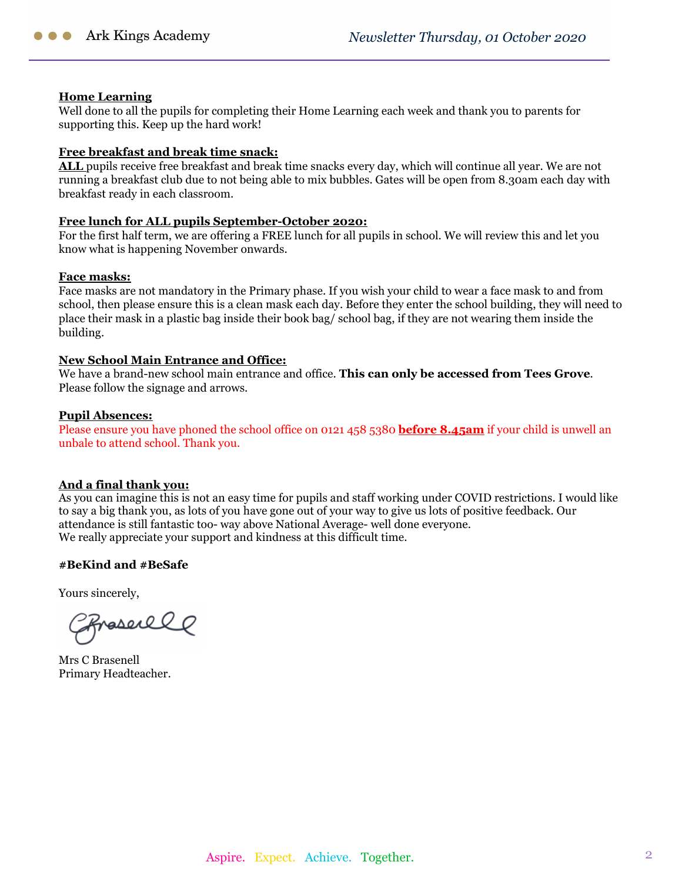**Home Learning**

Well done to all the pupils for completing their Home Learning each week and thank you to parents for supporting this. Keep up the hard work!

**Free breakfast and break time snack:**

**ALL** pupils receive free breakfast and break time snacks every day, which will continue all year. We are not running a breakfast club due to not being able to mix bubbles. Gates will be open from 8.30am each day with breakfast ready in each classroom.

**Free lunch for ALL pupils September-October 2020:**

For the first half term, we are offering a FREE lunch for all pupils in school. We will review this and let you know what is happening November onwards.

**Face masks:**

Face masks are not mandatory in the Primary phase. If you wish your child to wear a face mask to and from school, then please ensure this is a clean mask each day. Before they enter the school building, they will need to place their mask in a plastic bag inside their book bag/ school bag, if they are not wearing them inside the building.

**New School Main Entrance and Office:**

We have a brand-new school main entrance and office. **This can only be accessed from Tees Grove**. Please follow the signage and arrows.

**Pupil Absences:**

Please ensure you have phoned the school office on 0121 458 5380 **before 8.45am** if your child is unwell an unbale to attend school. Thank you.

**And a final thank you:**

As you can imagine this is not an easy time for pupils and staff working under COVID restrictions. I would like to say a big thank you, as lots of you have gone out of your way to give us lots of positive feedback. Our attendance is still fantastic too- way above National Average- well done everyone.
We really appreciate your support and kindness at this difficult time.

**#BeKind and #BeSafe**

Yours sincerely,

Mrs C Brasenell
Primary Headteacher.

Aspire. Expect. Achieve. Together.